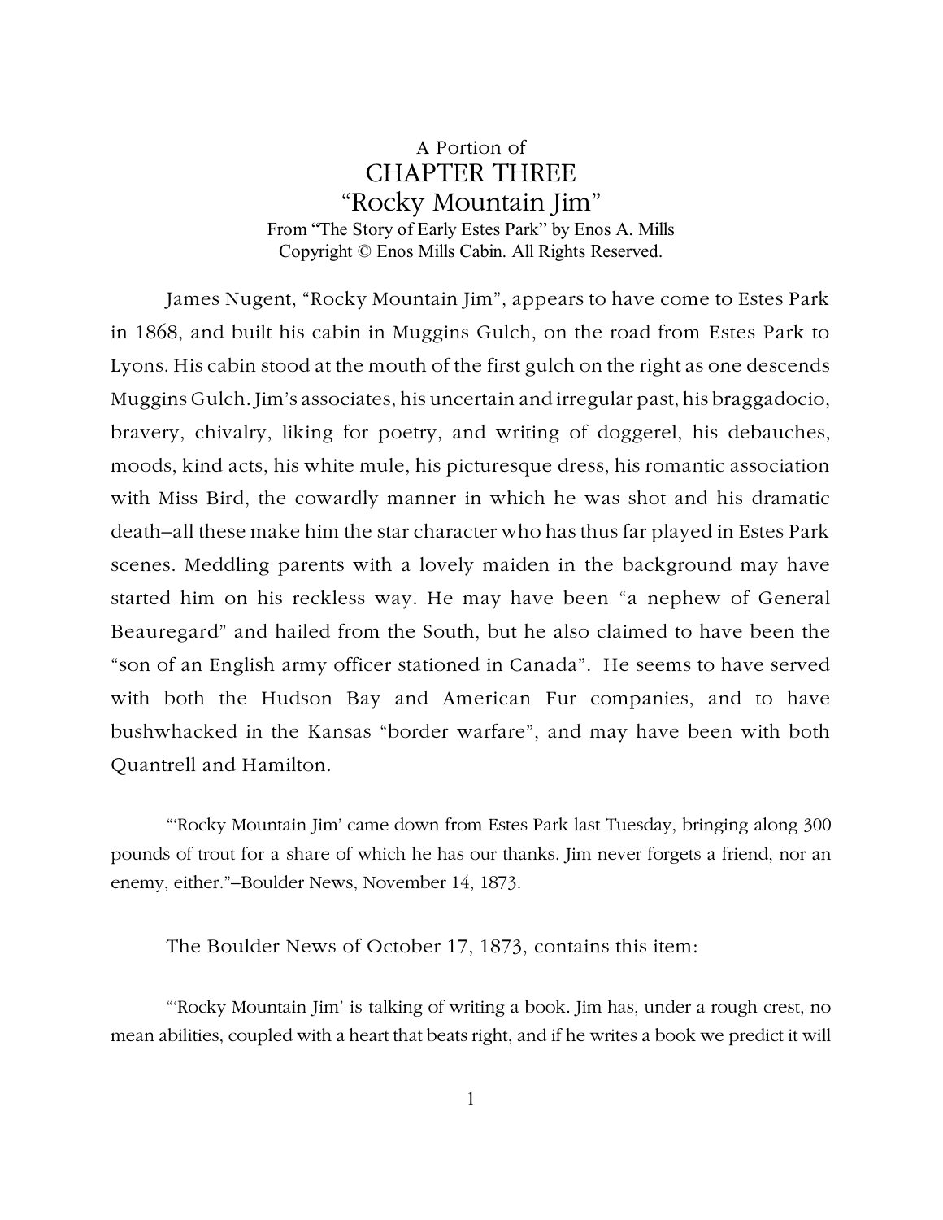A Portion of

# CHAPTER THREE

# “Rocky Mountain Jim”

From “The Story of Early Estes Park” by Enos A. Mills
Copyright © Enos Mills Cabin. All Rights Reserved.

James Nugent, “Rocky Mountain Jim”, appears to have come to Estes Park in 1868, and built his cabin in Muggins Gulch, on the road from Estes Park to Lyons. His cabin stood at the mouth of the first gulch on the right as one descends Muggins Gulch. Jim’s associates, his uncertain and irregular past, his braggadocio, bravery, chivalry, liking for poetry, and writing of doggerel, his debauches, moods, kind acts, his white mule, his picturesque dress, his romantic association with Miss Bird, the cowardly manner in which he was shot and his dramatic death–all these make him the star character who has thus far played in Estes Park scenes. Meddling parents with a lovely maiden in the background may have started him on his reckless way. He may have been “a nephew of General Beauregard” and hailed from the South, but he also claimed to have been the “son of an English army officer stationed in Canada”. He seems to have served with both the Hudson Bay and American Fur companies, and to have bushwhacked in the Kansas “border warfare”, and may have been with both Quantrell and Hamilton.

“‘Rocky Mountain Jim’ came down from Estes Park last Tuesday, bringing along 300 pounds of trout for a share of which he has our thanks. Jim never forgets a friend, nor an enemy, either.”–Boulder News, November 14, 1873.

The Boulder News of October 17, 1873, contains this item:

“‘Rocky Mountain Jim’ is talking of writing a book. Jim has, under a rough crest, no mean abilities, coupled with a heart that beats right, and if he writes a book we predict it will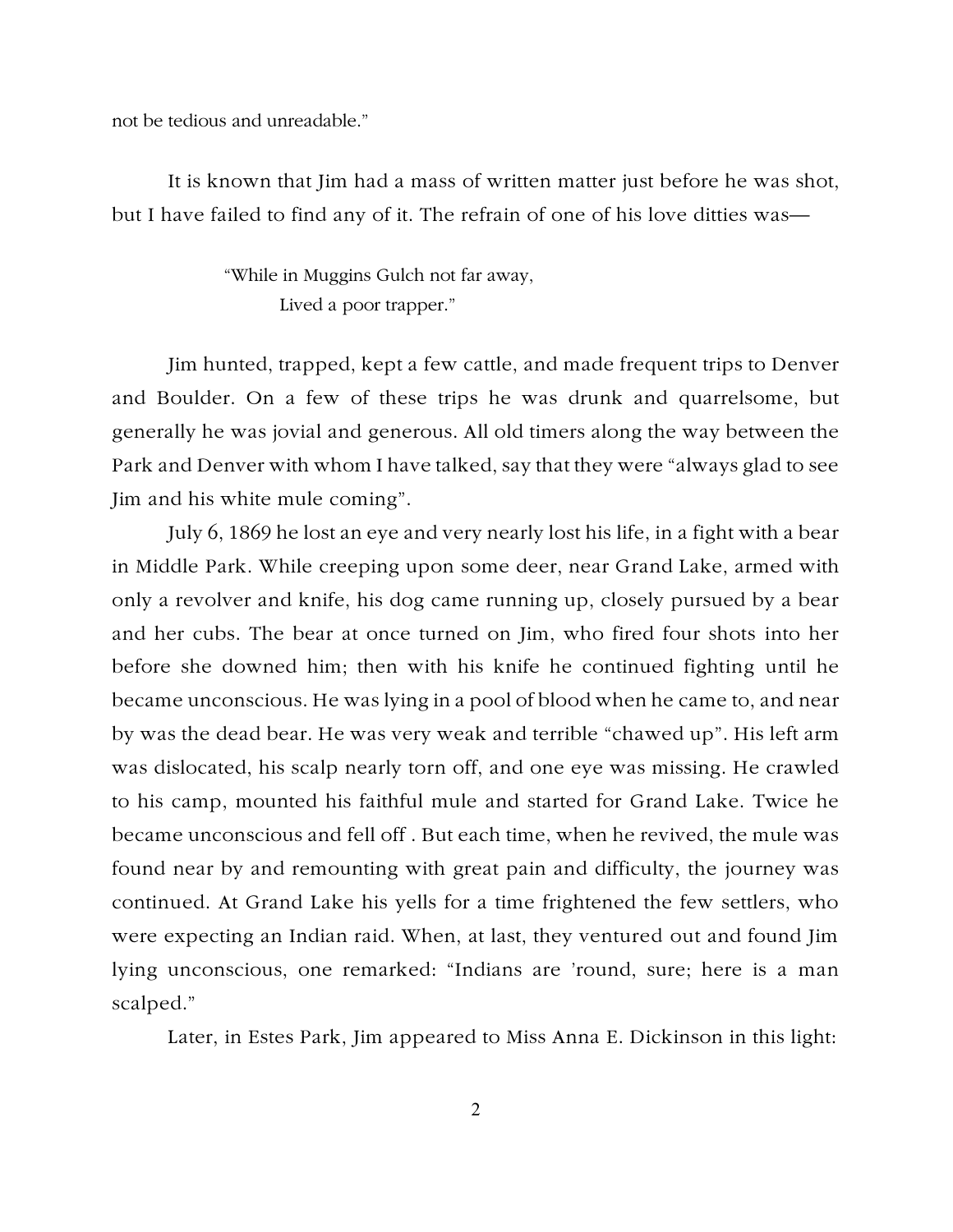not be tedious and unreadable."

It is known that Jim had a mass of written matter just before he was shot, but I have failed to find any of it. The refrain of one of his love ditties was—

> "While in Muggins Gulch not far away,
> Lived a poor trapper."

Jim hunted, trapped, kept a few cattle, and made frequent trips to Denver and Boulder. On a few of these trips he was drunk and quarrelsome, but generally he was jovial and generous. All old timers along the way between the Park and Denver with whom I have talked, say that they were "always glad to see Jim and his white mule coming".

July 6, 1869 he lost an eye and very nearly lost his life, in a fight with a bear in Middle Park. While creeping upon some deer, near Grand Lake, armed with only a revolver and knife, his dog came running up, closely pursued by a bear and her cubs. The bear at once turned on Jim, who fired four shots into her before she downed him; then with his knife he continued fighting until he became unconscious. He was lying in a pool of blood when he came to, and near by was the dead bear. He was very weak and terrible "chawed up". His left arm was dislocated, his scalp nearly torn off, and one eye was missing. He crawled to his camp, mounted his faithful mule and started for Grand Lake. Twice he became unconscious and fell off . But each time, when he revived, the mule was found near by and remounting with great pain and difficulty, the journey was continued. At Grand Lake his yells for a time frightened the few settlers, who were expecting an Indian raid. When, at last, they ventured out and found Jim lying unconscious, one remarked: "Indians are 'round, sure; here is a man scalped."

Later, in Estes Park, Jim appeared to Miss Anna E. Dickinson in this light: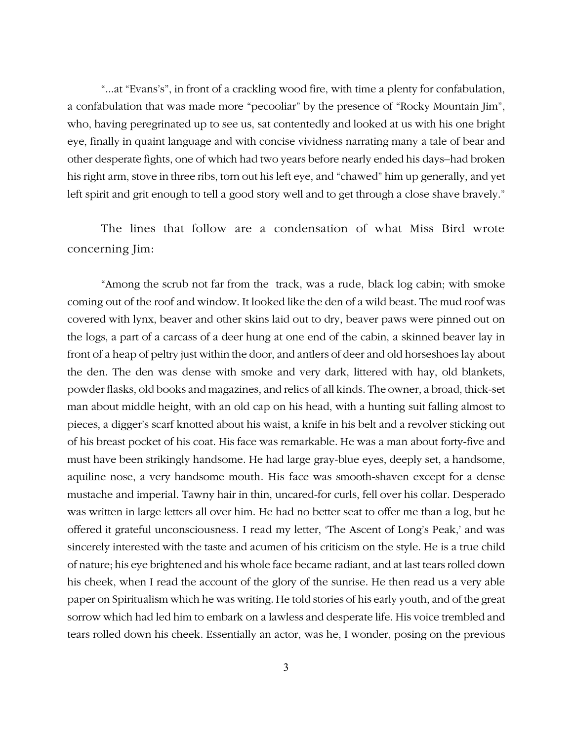"...at "Evans's", in front of a crackling wood fire, with time a plenty for confabulation, a confabulation that was made more "pecooliar" by the presence of "Rocky Mountain Jim", who, having peregrinated up to see us, sat contentedly and looked at us with his one bright eye, finally in quaint language and with concise vividness narrating many a tale of bear and other desperate fights, one of which had two years before nearly ended his days–had broken his right arm, stove in three ribs, torn out his left eye, and "chawed" him up generally, and yet left spirit and grit enough to tell a good story well and to get through a close shave bravely."

The lines that follow are a condensation of what Miss Bird wrote concerning Jim:

"Among the scrub not far from the track, was a rude, black log cabin; with smoke coming out of the roof and window. It looked like the den of a wild beast. The mud roof was covered with lynx, beaver and other skins laid out to dry, beaver paws were pinned out on the logs, a part of a carcass of a deer hung at one end of the cabin, a skinned beaver lay in front of a heap of peltry just within the door, and antlers of deer and old horseshoes lay about the den. The den was dense with smoke and very dark, littered with hay, old blankets, powder flasks, old books and magazines, and relics of all kinds. The owner, a broad, thick-set man about middle height, with an old cap on his head, with a hunting suit falling almost to pieces, a digger's scarf knotted about his waist, a knife in his belt and a revolver sticking out of his breast pocket of his coat. His face was remarkable. He was a man about forty-five and must have been strikingly handsome. He had large gray-blue eyes, deeply set, a handsome, aquiline nose, a very handsome mouth. His face was smooth-shaven except for a dense mustache and imperial. Tawny hair in thin, uncared-for curls, fell over his collar. Desperado was written in large letters all over him. He had no better seat to offer me than a log, but he offered it grateful unconsciousness. I read my letter, 'The Ascent of Long's Peak,' and was sincerely interested with the taste and acumen of his criticism on the style. He is a true child of nature; his eye brightened and his whole face became radiant, and at last tears rolled down his cheek, when I read the account of the glory of the sunrise. He then read us a very able paper on Spiritualism which he was writing. He told stories of his early youth, and of the great sorrow which had led him to embark on a lawless and desperate life. His voice trembled and tears rolled down his cheek. Essentially an actor, was he, I wonder, posing on the previous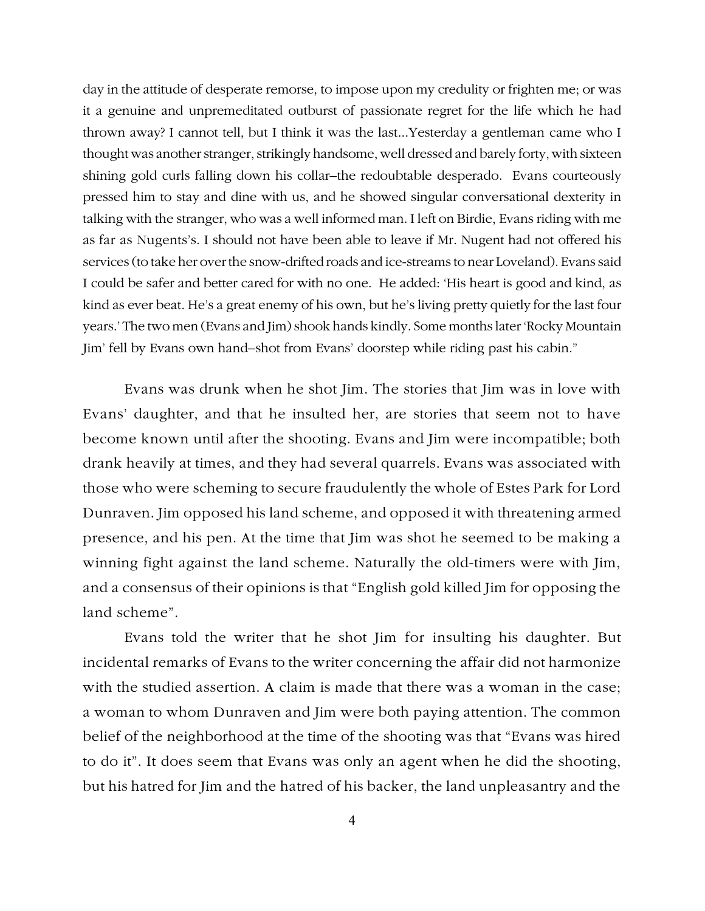day in the attitude of desperate remorse, to impose upon my credulity or frighten me; or was it a genuine and unpremeditated outburst of passionate regret for the life which he had thrown away? I cannot tell, but I think it was the last...Yesterday a gentleman came who I thought was another stranger, strikingly handsome, well dressed and barely forty, with sixteen shining gold curls falling down his collar–the redoubtable desperado. Evans courteously pressed him to stay and dine with us, and he showed singular conversational dexterity in talking with the stranger, who was a well informed man. I left on Birdie, Evans riding with me as far as Nugents's. I should not have been able to leave if Mr. Nugent had not offered his services (to take her over the snow-drifted roads and ice-streams to near Loveland). Evans said I could be safer and better cared for with no one. He added: 'His heart is good and kind, as kind as ever beat. He's a great enemy of his own, but he's living pretty quietly for the last four years.' The two men (Evans and Jim) shook hands kindly. Some months later 'Rocky Mountain Jim' fell by Evans own hand–shot from Evans' doorstep while riding past his cabin."

Evans was drunk when he shot Jim. The stories that Jim was in love with Evans' daughter, and that he insulted her, are stories that seem not to have become known until after the shooting. Evans and Jim were incompatible; both drank heavily at times, and they had several quarrels. Evans was associated with those who were scheming to secure fraudulently the whole of Estes Park for Lord Dunraven. Jim opposed his land scheme, and opposed it with threatening armed presence, and his pen. At the time that Jim was shot he seemed to be making a winning fight against the land scheme. Naturally the old-timers were with Jim, and a consensus of their opinions is that "English gold killed Jim for opposing the land scheme".

Evans told the writer that he shot Jim for insulting his daughter. But incidental remarks of Evans to the writer concerning the affair did not harmonize with the studied assertion. A claim is made that there was a woman in the case; a woman to whom Dunraven and Jim were both paying attention. The common belief of the neighborhood at the time of the shooting was that "Evans was hired to do it". It does seem that Evans was only an agent when he did the shooting, but his hatred for Jim and the hatred of his backer, the land unpleasantry and the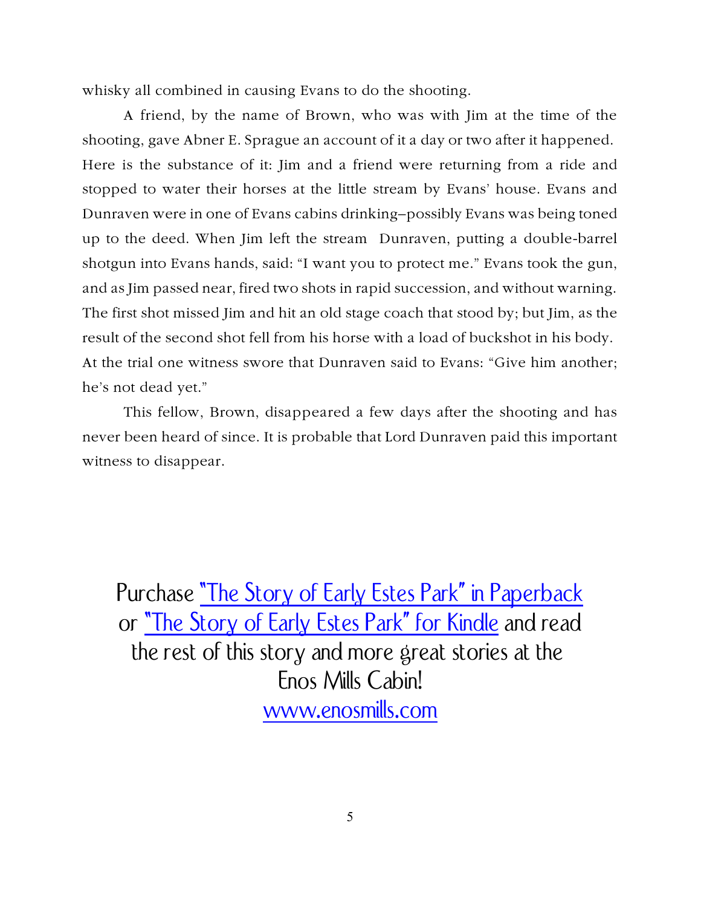whisky all combined in causing Evans to do the shooting.

A friend, by the name of Brown, who was with Jim at the time of the shooting, gave Abner E. Sprague an account of it a day or two after it happened. Here is the substance of it: Jim and a friend were returning from a ride and stopped to water their horses at the little stream by Evans' house. Evans and Dunraven were in one of Evans cabins drinking–possibly Evans was being toned up to the deed. When Jim left the stream Dunraven, putting a double-barrel shotgun into Evans hands, said: "I want you to protect me." Evans took the gun, and as Jim passed near, fired two shots in rapid succession, and without warning. The first shot missed Jim and hit an old stage coach that stood by; but Jim, as the result of the second shot fell from his horse with a load of buckshot in his body. At the trial one witness swore that Dunraven said to Evans: "Give him another; he's not dead yet."

This fellow, Brown, disappeared a few days after the shooting and has never been heard of since. It is probable that Lord Dunraven paid this important witness to disappear.

Purchase "The Story of Early Estes Park" in Paperback or "The Story of Early Estes Park" for Kindle and read the rest of this story and more great stories at the Enos Mills Cabin!

www.enosmills.com